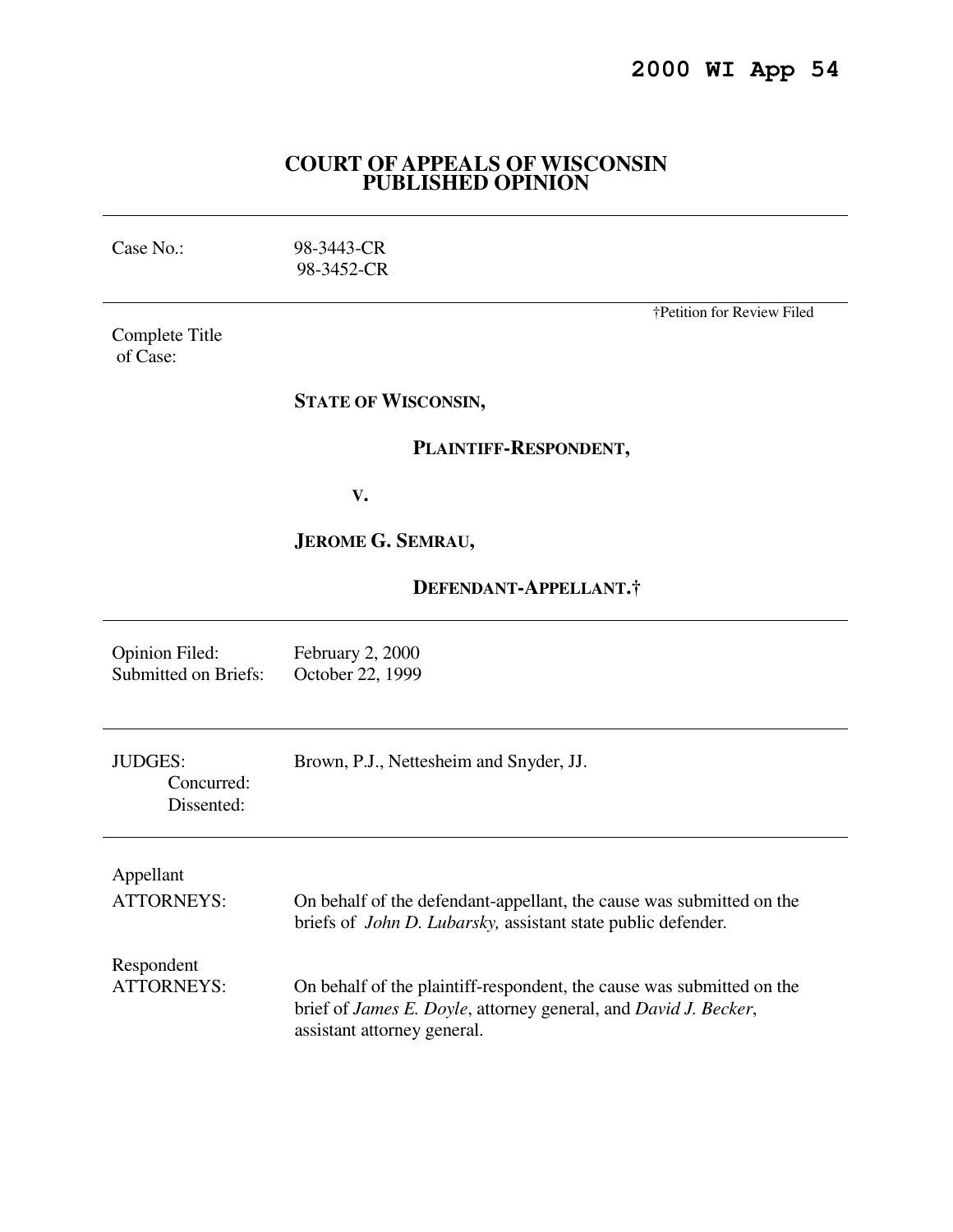# 2000 WI App 54

## COURT OF APPEALS OF WISCONSIN PUBLISHED OPINION

| | |
|---|---|
| Case No.: | 98-3443-CR<br>98-3452-CR |

†Petition for Review Filed

Complete Title of Case:

**STATE OF WISCONSIN,**

**PLAINTIFF-RESPONDENT,**

**V.**

**JEROME G. SEMRAU,**

**DEFENDANT-APPELLANT.†**

| | |
|---|---|
| Opinion Filed: | February 2, 2000 |
| Submitted on Briefs: | October 22, 1999 |

| | |
|---|---|
| JUDGES: | Brown, P.J., Nettesheim and Snyder, JJ. |
| Concurred: | |
| Dissented: | |

| | |
|---|---|
| Appellant ATTORNEYS: | On behalf of the defendant-appellant, the cause was submitted on the briefs of *John D. Lubarsky,* assistant state public defender. |
| Respondent ATTORNEYS: | On behalf of the plaintiff-respondent, the cause was submitted on the brief of *James E. Doyle*, attorney general, and *David J. Becker*, assistant attorney general. |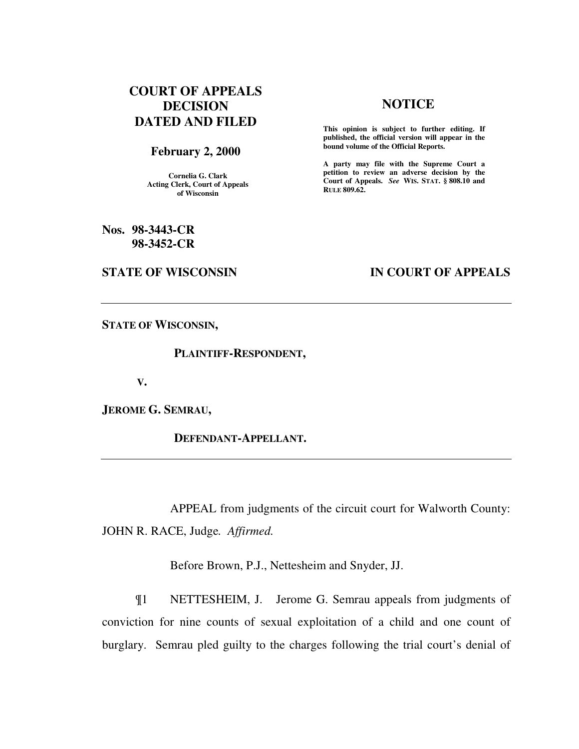# COURT OF APPEALS DECISION DATED AND FILED

**February 2, 2000**

**Cornelia G. Clark**
**Acting Clerk, Court of Appeals of Wisconsin**

## NOTICE

**This opinion is subject to further editing. If published, the official version will appear in the bound volume of the Official Reports.**

**A party may file with the Supreme Court a petition to review an adverse decision by the Court of Appeals.** ***See*** **WIS. STAT. § 808.10 and RULE 809.62.**

**Nos. 98-3443-CR**
**98-3452-CR**

**STATE OF WISCONSIN** **IN COURT OF APPEALS**

---

**STATE OF WISCONSIN,**

**PLAINTIFF-RESPONDENT,**

**V.**

**JEROME G. SEMRAU,**

**DEFENDANT-APPELLANT.**

---

APPEAL from judgments of the circuit court for Walworth County: JOHN R. RACE, Judge. *Affirmed.*

Before Brown, P.J., Nettesheim and Snyder, JJ.

¶1 NETTESHEIM, J. Jerome G. Semrau appeals from judgments of conviction for nine counts of sexual exploitation of a child and one count of burglary. Semrau pled guilty to the charges following the trial court's denial of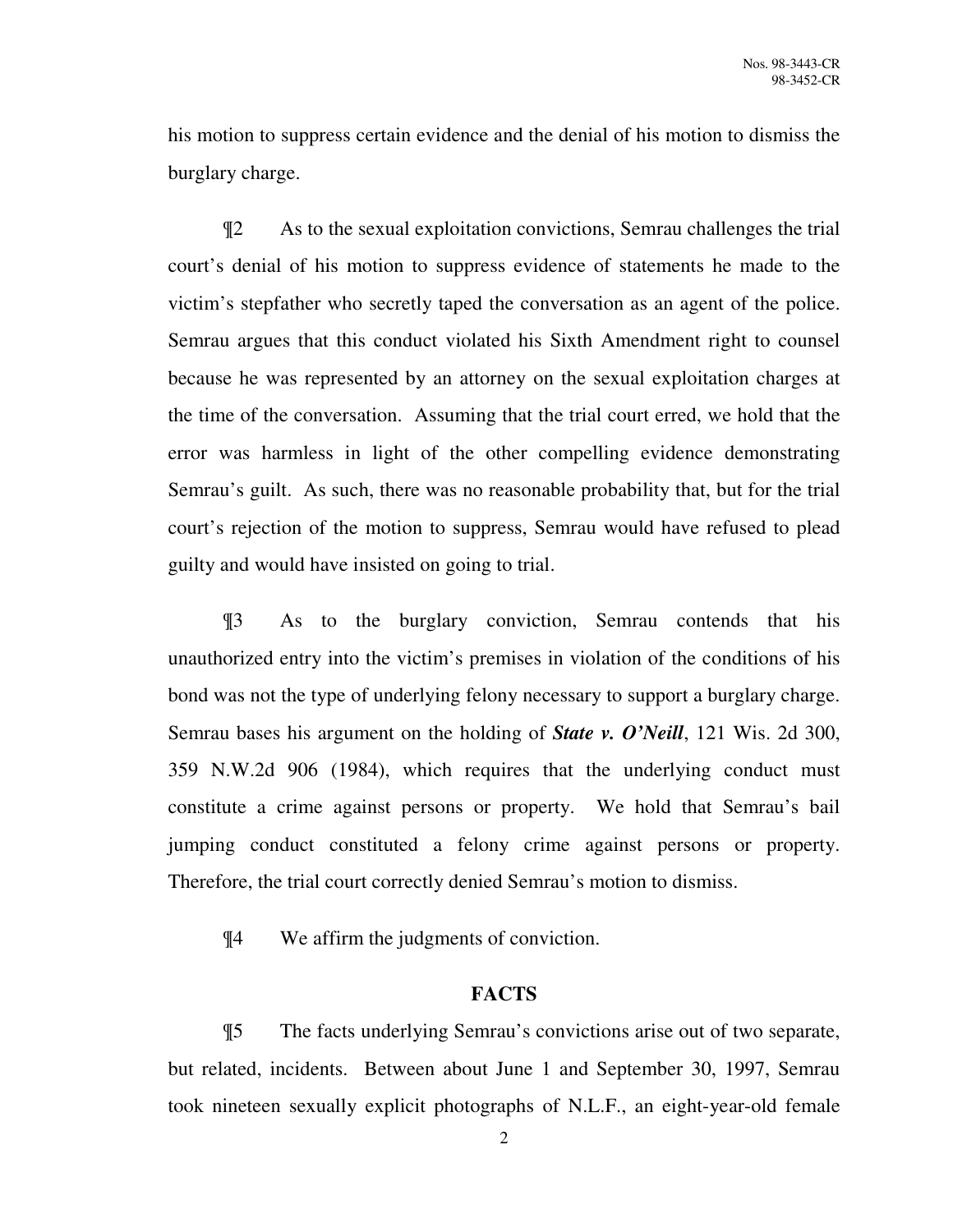his motion to suppress certain evidence and the denial of his motion to dismiss the burglary charge.

¶2 As to the sexual exploitation convictions, Semrau challenges the trial court's denial of his motion to suppress evidence of statements he made to the victim's stepfather who secretly taped the conversation as an agent of the police. Semrau argues that this conduct violated his Sixth Amendment right to counsel because he was represented by an attorney on the sexual exploitation charges at the time of the conversation. Assuming that the trial court erred, we hold that the error was harmless in light of the other compelling evidence demonstrating Semrau's guilt. As such, there was no reasonable probability that, but for the trial court's rejection of the motion to suppress, Semrau would have refused to plead guilty and would have insisted on going to trial.

¶3 As to the burglary conviction, Semrau contends that his unauthorized entry into the victim's premises in violation of the conditions of his bond was not the type of underlying felony necessary to support a burglary charge. Semrau bases his argument on the holding of ***State v. O'Neill***, 121 Wis. 2d 300, 359 N.W.2d 906 (1984), which requires that the underlying conduct must constitute a crime against persons or property. We hold that Semrau's bail jumping conduct constituted a felony crime against persons or property. Therefore, the trial court correctly denied Semrau's motion to dismiss.

¶4 We affirm the judgments of conviction.

## FACTS

¶5 The facts underlying Semrau's convictions arise out of two separate, but related, incidents. Between about June 1 and September 30, 1997, Semrau took nineteen sexually explicit photographs of N.L.F., an eight-year-old female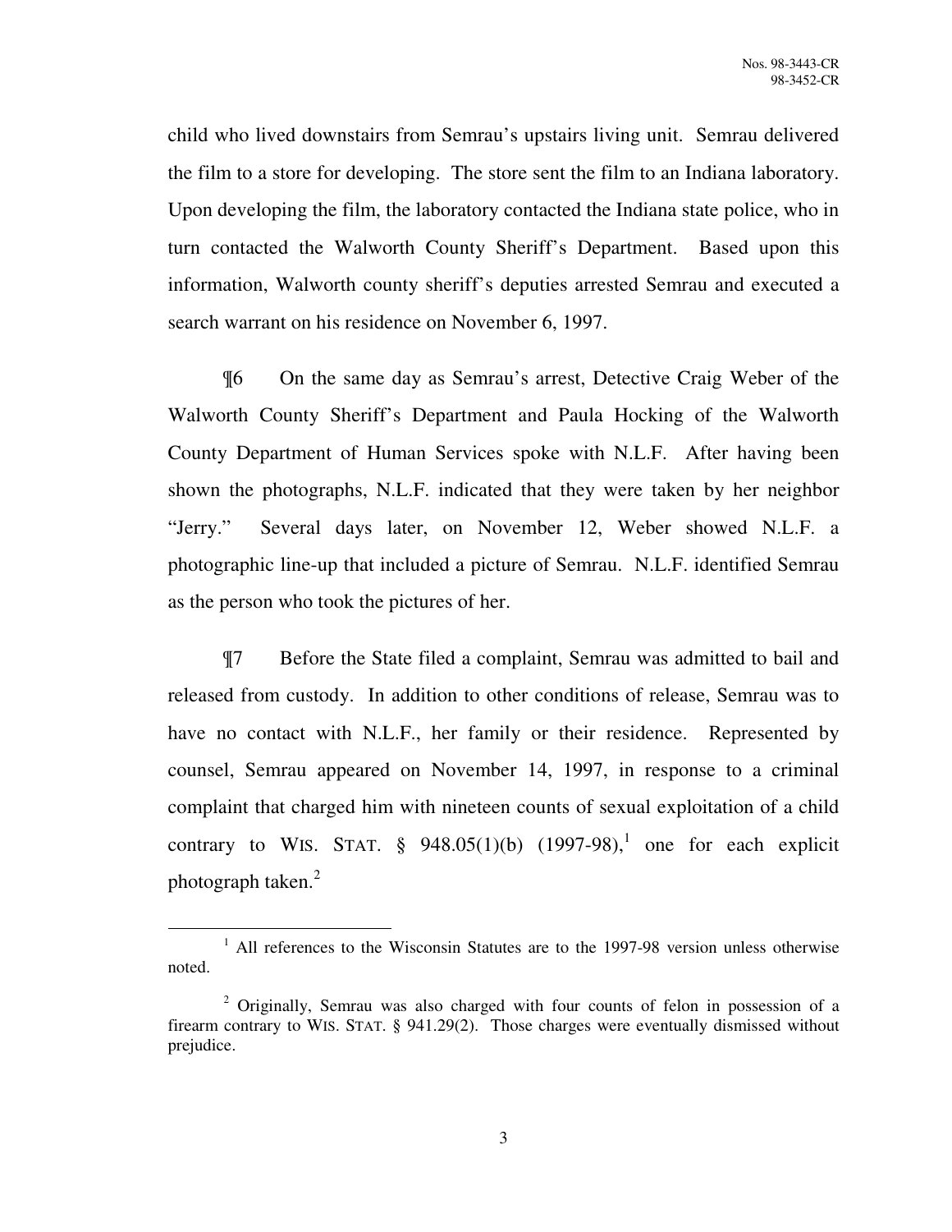child who lived downstairs from Semrau's upstairs living unit. Semrau delivered the film to a store for developing. The store sent the film to an Indiana laboratory. Upon developing the film, the laboratory contacted the Indiana state police, who in turn contacted the Walworth County Sheriff's Department. Based upon this information, Walworth county sheriff's deputies arrested Semrau and executed a search warrant on his residence on November 6, 1997.

¶6 On the same day as Semrau's arrest, Detective Craig Weber of the Walworth County Sheriff's Department and Paula Hocking of the Walworth County Department of Human Services spoke with N.L.F. After having been shown the photographs, N.L.F. indicated that they were taken by her neighbor "Jerry." Several days later, on November 12, Weber showed N.L.F. a photographic line-up that included a picture of Semrau. N.L.F. identified Semrau as the person who took the pictures of her.

¶7 Before the State filed a complaint, Semrau was admitted to bail and released from custody. In addition to other conditions of release, Semrau was to have no contact with N.L.F., her family or their residence. Represented by counsel, Semrau appeared on November 14, 1997, in response to a criminal complaint that charged him with nineteen counts of sexual exploitation of a child contrary to WIS. STAT. § 948.05(1)(b) (1997-98),[1] one for each explicit photograph taken.[2]

---

[1] All references to the Wisconsin Statutes are to the 1997-98 version unless otherwise noted.

[2] Originally, Semrau was also charged with four counts of felon in possession of a firearm contrary to WIS. STAT. § 941.29(2). Those charges were eventually dismissed without prejudice.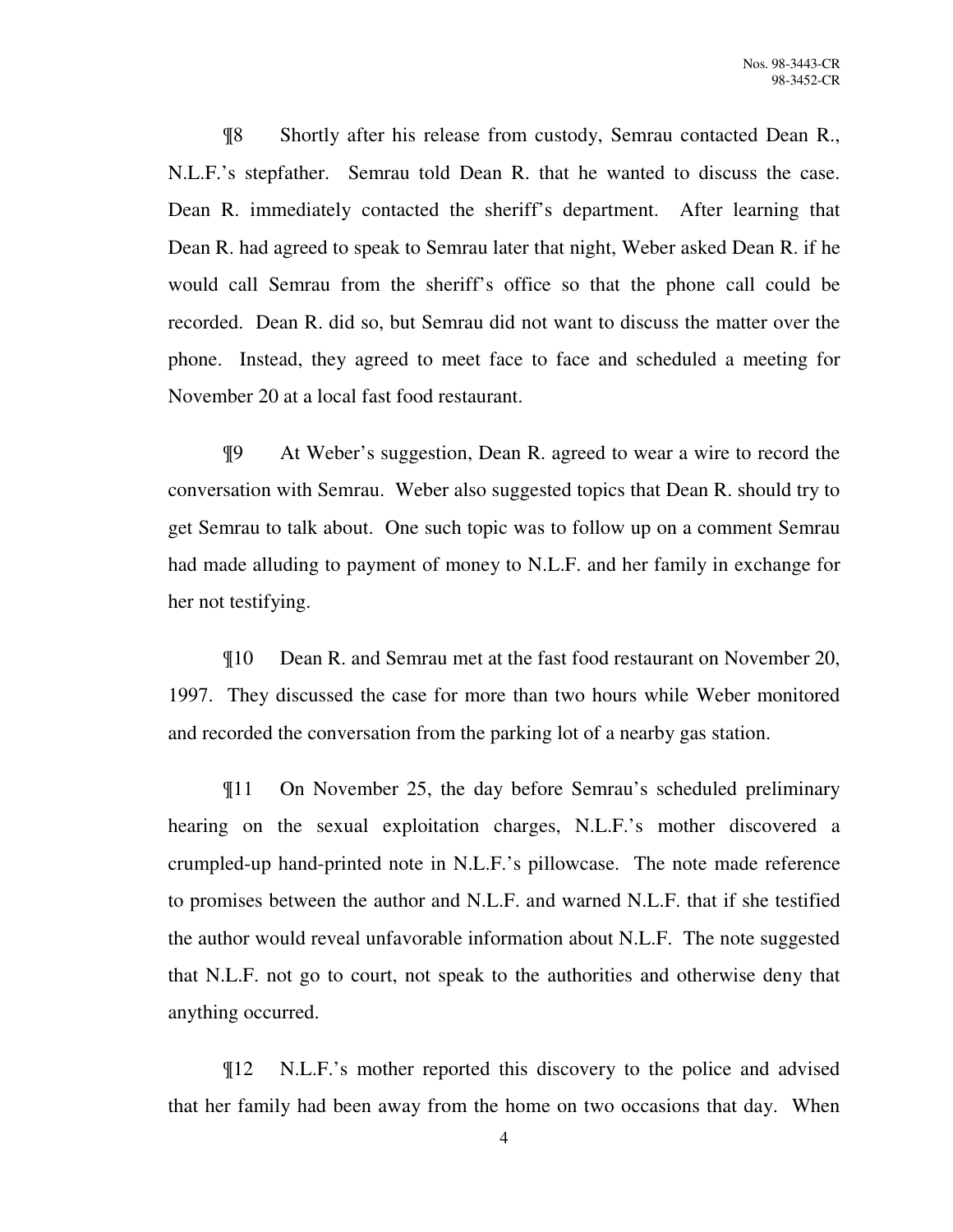¶8 Shortly after his release from custody, Semrau contacted Dean R., N.L.F.'s stepfather. Semrau told Dean R. that he wanted to discuss the case. Dean R. immediately contacted the sheriff's department. After learning that Dean R. had agreed to speak to Semrau later that night, Weber asked Dean R. if he would call Semrau from the sheriff's office so that the phone call could be recorded. Dean R. did so, but Semrau did not want to discuss the matter over the phone. Instead, they agreed to meet face to face and scheduled a meeting for November 20 at a local fast food restaurant.

¶9 At Weber's suggestion, Dean R. agreed to wear a wire to record the conversation with Semrau. Weber also suggested topics that Dean R. should try to get Semrau to talk about. One such topic was to follow up on a comment Semrau had made alluding to payment of money to N.L.F. and her family in exchange for her not testifying.

¶10 Dean R. and Semrau met at the fast food restaurant on November 20, 1997. They discussed the case for more than two hours while Weber monitored and recorded the conversation from the parking lot of a nearby gas station.

¶11 On November 25, the day before Semrau's scheduled preliminary hearing on the sexual exploitation charges, N.L.F.'s mother discovered a crumpled-up hand-printed note in N.L.F.'s pillowcase. The note made reference to promises between the author and N.L.F. and warned N.L.F. that if she testified the author would reveal unfavorable information about N.L.F. The note suggested that N.L.F. not go to court, not speak to the authorities and otherwise deny that anything occurred.

¶12 N.L.F.'s mother reported this discovery to the police and advised that her family had been away from the home on two occasions that day. When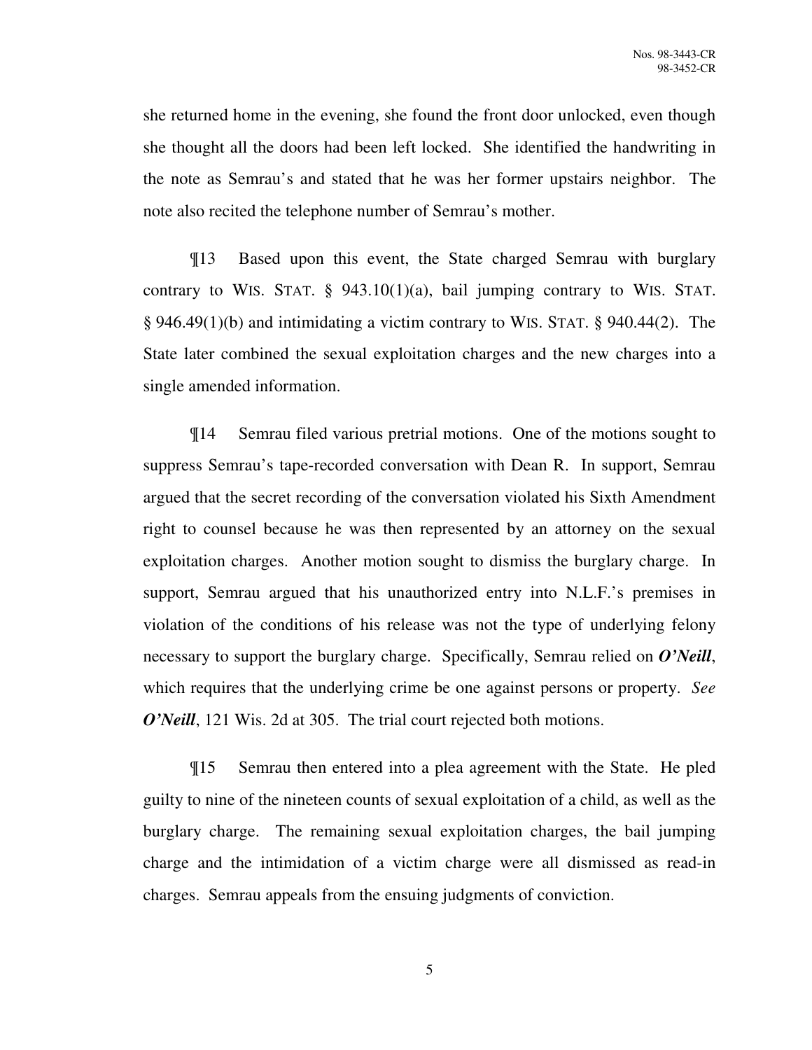she returned home in the evening, she found the front door unlocked, even though she thought all the doors had been left locked. She identified the handwriting in the note as Semrau's and stated that he was her former upstairs neighbor. The note also recited the telephone number of Semrau's mother.

¶13 Based upon this event, the State charged Semrau with burglary contrary to WIS. STAT. § 943.10(1)(a), bail jumping contrary to WIS. STAT. § 946.49(1)(b) and intimidating a victim contrary to WIS. STAT. § 940.44(2). The State later combined the sexual exploitation charges and the new charges into a single amended information.

¶14 Semrau filed various pretrial motions. One of the motions sought to suppress Semrau's tape-recorded conversation with Dean R. In support, Semrau argued that the secret recording of the conversation violated his Sixth Amendment right to counsel because he was then represented by an attorney on the sexual exploitation charges. Another motion sought to dismiss the burglary charge. In support, Semrau argued that his unauthorized entry into N.L.F.'s premises in violation of the conditions of his release was not the type of underlying felony necessary to support the burglary charge. Specifically, Semrau relied on ***O'Neill***, which requires that the underlying crime be one against persons or property. *See* ***O'Neill***, 121 Wis. 2d at 305. The trial court rejected both motions.

¶15 Semrau then entered into a plea agreement with the State. He pled guilty to nine of the nineteen counts of sexual exploitation of a child, as well as the burglary charge. The remaining sexual exploitation charges, the bail jumping charge and the intimidation of a victim charge were all dismissed as read-in charges. Semrau appeals from the ensuing judgments of conviction.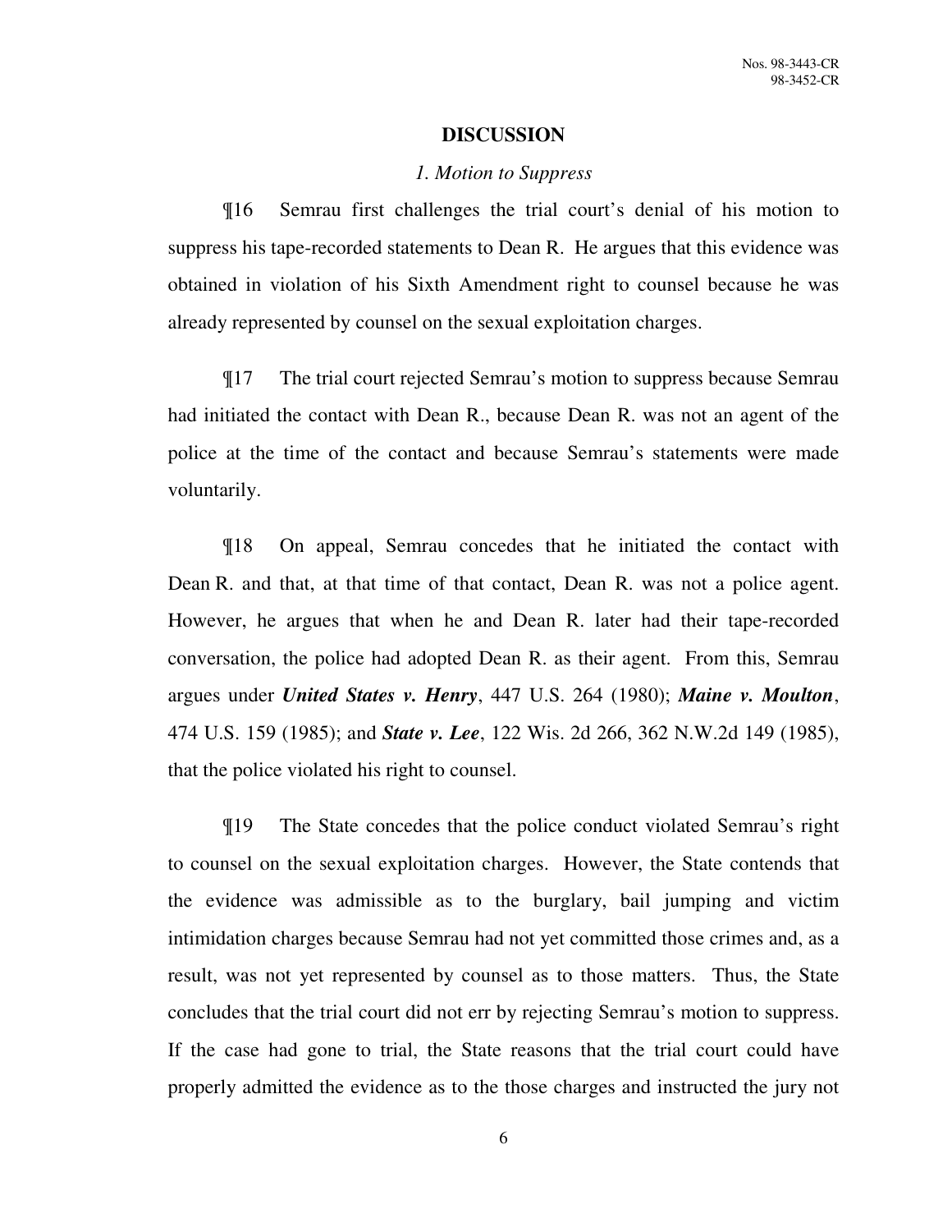## DISCUSSION

### *1. Motion to Suppress*

¶16 Semrau first challenges the trial court's denial of his motion to suppress his tape-recorded statements to Dean R. He argues that this evidence was obtained in violation of his Sixth Amendment right to counsel because he was already represented by counsel on the sexual exploitation charges.

¶17 The trial court rejected Semrau's motion to suppress because Semrau had initiated the contact with Dean R., because Dean R. was not an agent of the police at the time of the contact and because Semrau's statements were made voluntarily.

¶18 On appeal, Semrau concedes that he initiated the contact with Dean R. and that, at that time of that contact, Dean R. was not a police agent. However, he argues that when he and Dean R. later had their tape-recorded conversation, the police had adopted Dean R. as their agent. From this, Semrau argues under ***United States v. Henry***, 447 U.S. 264 (1980); ***Maine v. Moulton***, 474 U.S. 159 (1985); and ***State v. Lee***, 122 Wis. 2d 266, 362 N.W.2d 149 (1985), that the police violated his right to counsel.

¶19 The State concedes that the police conduct violated Semrau's right to counsel on the sexual exploitation charges. However, the State contends that the evidence was admissible as to the burglary, bail jumping and victim intimidation charges because Semrau had not yet committed those crimes and, as a result, was not yet represented by counsel as to those matters. Thus, the State concludes that the trial court did not err by rejecting Semrau's motion to suppress. If the case had gone to trial, the State reasons that the trial court could have properly admitted the evidence as to the those charges and instructed the jury not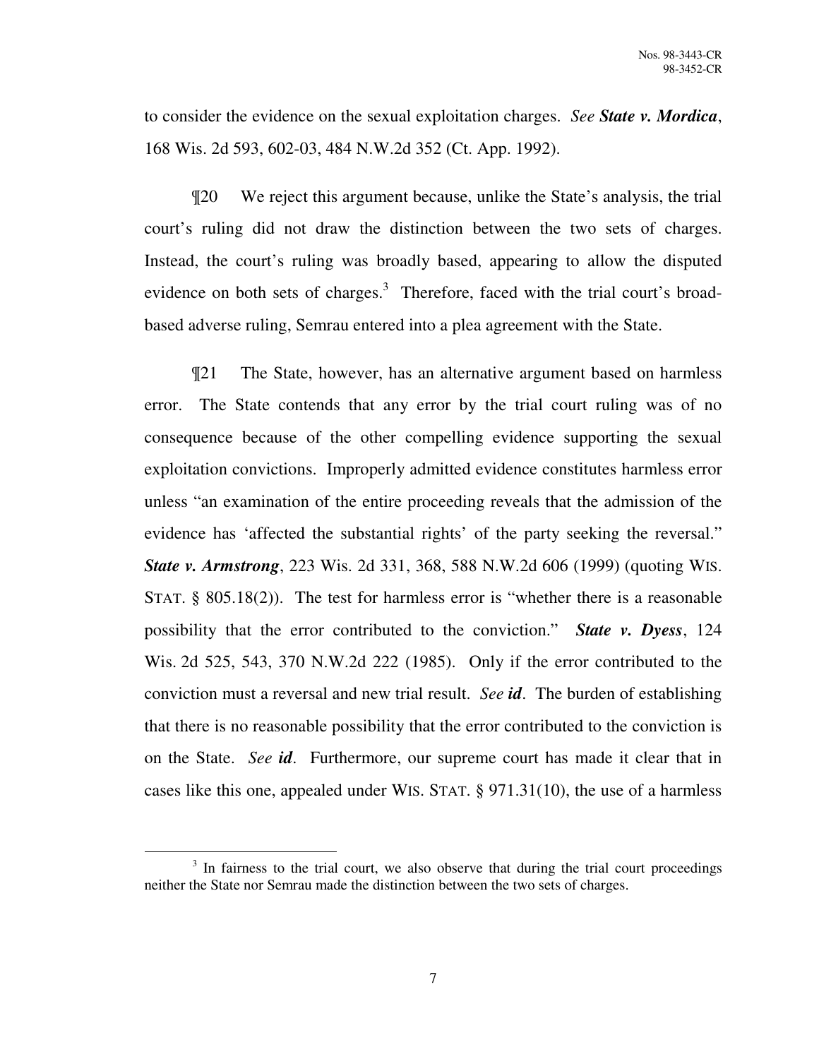to consider the evidence on the sexual exploitation charges. *See* ***State v. Mordica***, 168 Wis. 2d 593, 602-03, 484 N.W.2d 352 (Ct. App. 1992).

¶20 We reject this argument because, unlike the State's analysis, the trial court's ruling did not draw the distinction between the two sets of charges. Instead, the court's ruling was broadly based, appearing to allow the disputed evidence on both sets of charges.[3] Therefore, faced with the trial court's broad-based adverse ruling, Semrau entered into a plea agreement with the State.

¶21 The State, however, has an alternative argument based on harmless error. The State contends that any error by the trial court ruling was of no consequence because of the other compelling evidence supporting the sexual exploitation convictions. Improperly admitted evidence constitutes harmless error unless "an examination of the entire proceeding reveals that the admission of the evidence has 'affected the substantial rights' of the party seeking the reversal." ***State v. Armstrong***, 223 Wis. 2d 331, 368, 588 N.W.2d 606 (1999) (quoting WIS. STAT. § 805.18(2)). The test for harmless error is "whether there is a reasonable possibility that the error contributed to the conviction." ***State v. Dyess***, 124 Wis. 2d 525, 543, 370 N.W.2d 222 (1985). Only if the error contributed to the conviction must a reversal and new trial result. *See* ***id***. The burden of establishing that there is no reasonable possibility that the error contributed to the conviction is on the State. *See* ***id***. Furthermore, our supreme court has made it clear that in cases like this one, appealed under WIS. STAT. § 971.31(10), the use of a harmless

---

[3] In fairness to the trial court, we also observe that during the trial court proceedings neither the State nor Semrau made the distinction between the two sets of charges.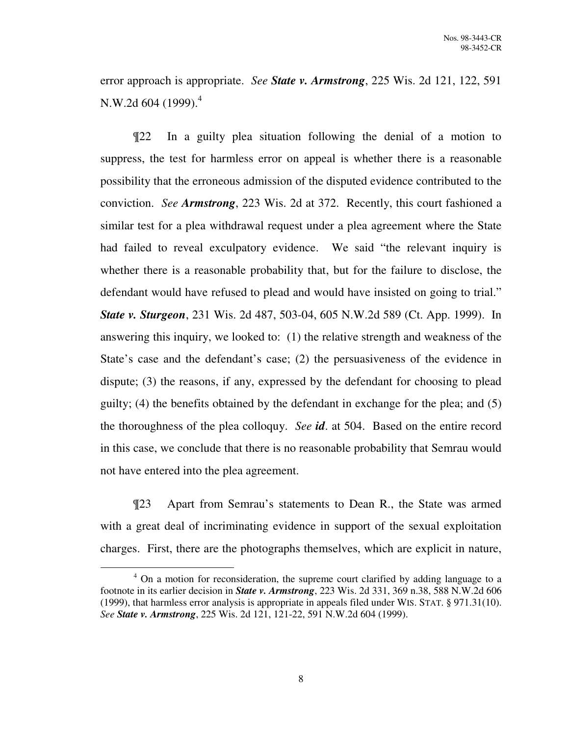error approach is appropriate. *See* ***State v. Armstrong***, 225 Wis. 2d 121, 122, 591 N.W.2d 604 (1999).[4]

¶22 In a guilty plea situation following the denial of a motion to suppress, the test for harmless error on appeal is whether there is a reasonable possibility that the erroneous admission of the disputed evidence contributed to the conviction. *See* ***Armstrong***, 223 Wis. 2d at 372. Recently, this court fashioned a similar test for a plea withdrawal request under a plea agreement where the State had failed to reveal exculpatory evidence. We said "the relevant inquiry is whether there is a reasonable probability that, but for the failure to disclose, the defendant would have refused to plead and would have insisted on going to trial." ***State v. Sturgeon***, 231 Wis. 2d 487, 503-04, 605 N.W.2d 589 (Ct. App. 1999). In answering this inquiry, we looked to: (1) the relative strength and weakness of the State's case and the defendant's case; (2) the persuasiveness of the evidence in dispute; (3) the reasons, if any, expressed by the defendant for choosing to plead guilty; (4) the benefits obtained by the defendant in exchange for the plea; and (5) the thoroughness of the plea colloquy. *See* ***id***. at 504. Based on the entire record in this case, we conclude that there is no reasonable probability that Semrau would not have entered into the plea agreement.

¶23 Apart from Semrau's statements to Dean R., the State was armed with a great deal of incriminating evidence in support of the sexual exploitation charges. First, there are the photographs themselves, which are explicit in nature,

---

[4] On a motion for reconsideration, the supreme court clarified by adding language to a footnote in its earlier decision in ***State v. Armstrong***, 223 Wis. 2d 331, 369 n.38, 588 N.W.2d 606 (1999), that harmless error analysis is appropriate in appeals filed under WIS. STAT. § 971.31(10). *See* ***State v. Armstrong***, 225 Wis. 2d 121, 121-22, 591 N.W.2d 604 (1999).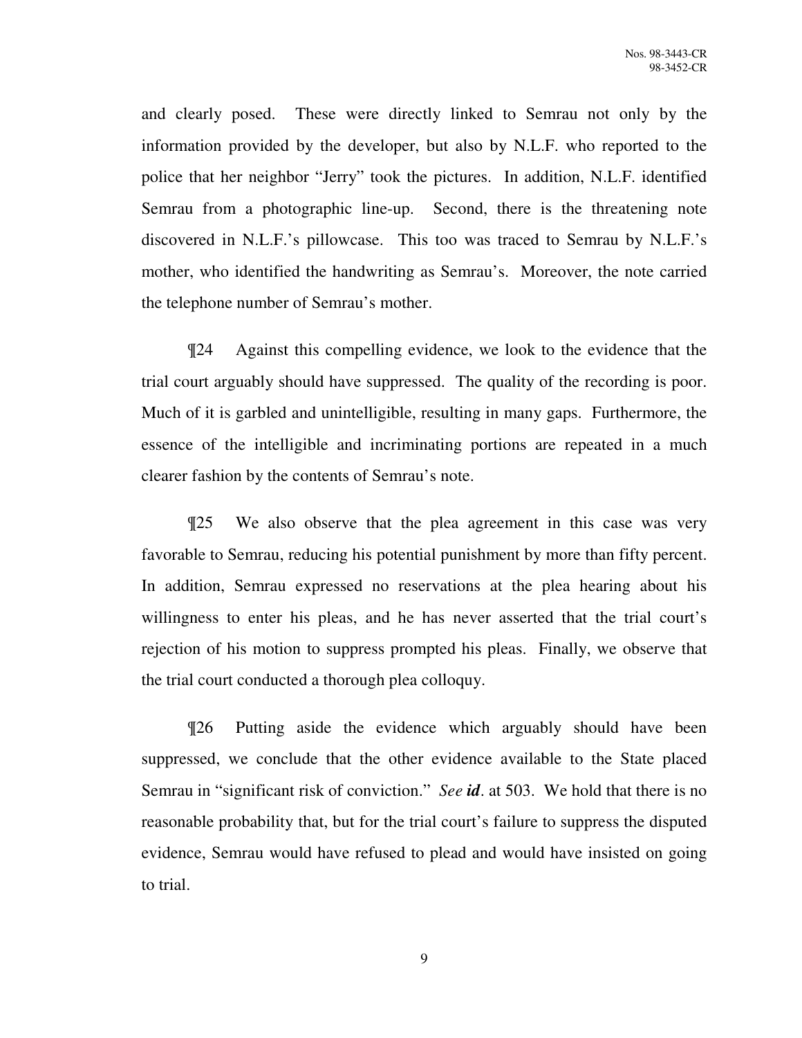and clearly posed. These were directly linked to Semrau not only by the information provided by the developer, but also by N.L.F. who reported to the police that her neighbor "Jerry" took the pictures. In addition, N.L.F. identified Semrau from a photographic line-up. Second, there is the threatening note discovered in N.L.F.'s pillowcase. This too was traced to Semrau by N.L.F.'s mother, who identified the handwriting as Semrau's. Moreover, the note carried the telephone number of Semrau's mother.

¶24 Against this compelling evidence, we look to the evidence that the trial court arguably should have suppressed. The quality of the recording is poor. Much of it is garbled and unintelligible, resulting in many gaps. Furthermore, the essence of the intelligible and incriminating portions are repeated in a much clearer fashion by the contents of Semrau's note.

¶25 We also observe that the plea agreement in this case was very favorable to Semrau, reducing his potential punishment by more than fifty percent. In addition, Semrau expressed no reservations at the plea hearing about his willingness to enter his pleas, and he has never asserted that the trial court's rejection of his motion to suppress prompted his pleas. Finally, we observe that the trial court conducted a thorough plea colloquy.

¶26 Putting aside the evidence which arguably should have been suppressed, we conclude that the other evidence available to the State placed Semrau in "significant risk of conviction." *See **id***. at 503. We hold that there is no reasonable probability that, but for the trial court's failure to suppress the disputed evidence, Semrau would have refused to plead and would have insisted on going to trial.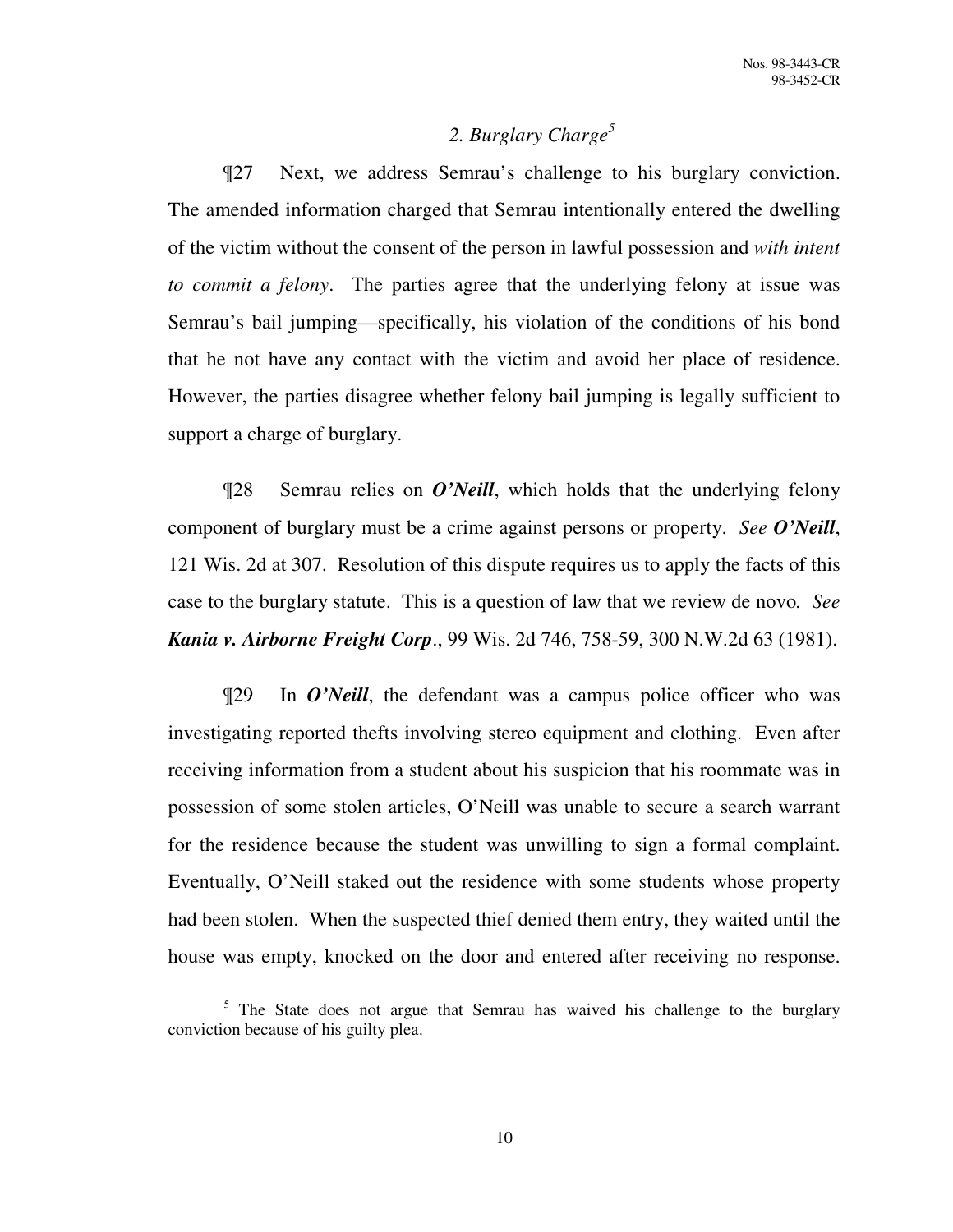## *2. Burglary Charge*[5]

¶27 Next, we address Semrau's challenge to his burglary conviction. The amended information charged that Semrau intentionally entered the dwelling of the victim without the consent of the person in lawful possession and *with intent to commit a felony*. The parties agree that the underlying felony at issue was Semrau's bail jumping—specifically, his violation of the conditions of his bond that he not have any contact with the victim and avoid her place of residence. However, the parties disagree whether felony bail jumping is legally sufficient to support a charge of burglary.

¶28 Semrau relies on ***O'Neill***, which holds that the underlying felony component of burglary must be a crime against persons or property. *See* ***O'Neill***, 121 Wis. 2d at 307. Resolution of this dispute requires us to apply the facts of this case to the burglary statute. This is a question of law that we review de novo. *See* ***Kania v. Airborne Freight Corp***., 99 Wis. 2d 746, 758-59, 300 N.W.2d 63 (1981).

¶29 In ***O'Neill***, the defendant was a campus police officer who was investigating reported thefts involving stereo equipment and clothing. Even after receiving information from a student about his suspicion that his roommate was in possession of some stolen articles, O'Neill was unable to secure a search warrant for the residence because the student was unwilling to sign a formal complaint. Eventually, O'Neill staked out the residence with some students whose property had been stolen. When the suspected thief denied them entry, they waited until the house was empty, knocked on the door and entered after receiving no response.

[5] The State does not argue that Semrau has waived his challenge to the burglary conviction because of his guilty plea.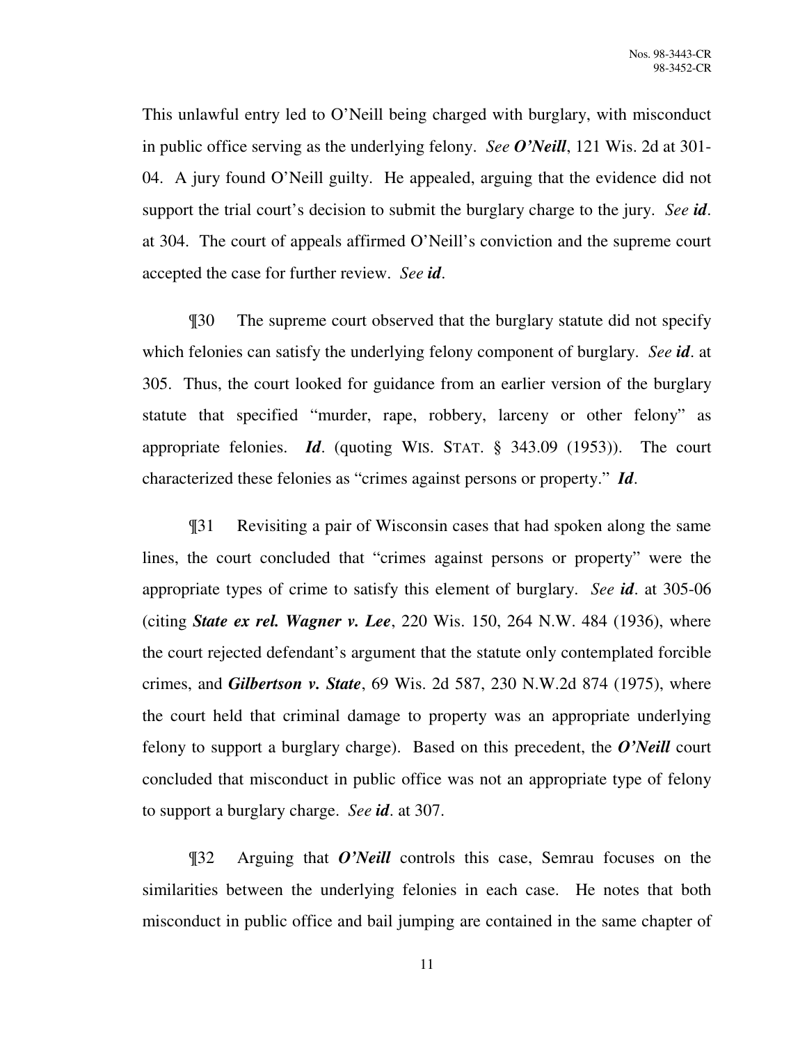This unlawful entry led to O'Neill being charged with burglary, with misconduct in public office serving as the underlying felony. *See* ***O'Neill***, 121 Wis. 2d at 301-04. A jury found O'Neill guilty. He appealed, arguing that the evidence did not support the trial court's decision to submit the burglary charge to the jury. *See* ***id***. at 304. The court of appeals affirmed O'Neill's conviction and the supreme court accepted the case for further review. *See* ***id***.

¶30 The supreme court observed that the burglary statute did not specify which felonies can satisfy the underlying felony component of burglary. *See* ***id***. at 305. Thus, the court looked for guidance from an earlier version of the burglary statute that specified "murder, rape, robbery, larceny or other felony" as appropriate felonies. ***Id***. (quoting WIS. STAT. § 343.09 (1953)). The court characterized these felonies as "crimes against persons or property." ***Id***.

¶31 Revisiting a pair of Wisconsin cases that had spoken along the same lines, the court concluded that "crimes against persons or property" were the appropriate types of crime to satisfy this element of burglary. *See* ***id***. at 305-06 (citing ***State ex rel. Wagner v. Lee***, 220 Wis. 150, 264 N.W. 484 (1936), where the court rejected defendant's argument that the statute only contemplated forcible crimes, and ***Gilbertson v. State***, 69 Wis. 2d 587, 230 N.W.2d 874 (1975), where the court held that criminal damage to property was an appropriate underlying felony to support a burglary charge). Based on this precedent, the ***O'Neill*** court concluded that misconduct in public office was not an appropriate type of felony to support a burglary charge. *See* ***id***. at 307.

¶32 Arguing that ***O'Neill*** controls this case, Semrau focuses on the similarities between the underlying felonies in each case. He notes that both misconduct in public office and bail jumping are contained in the same chapter of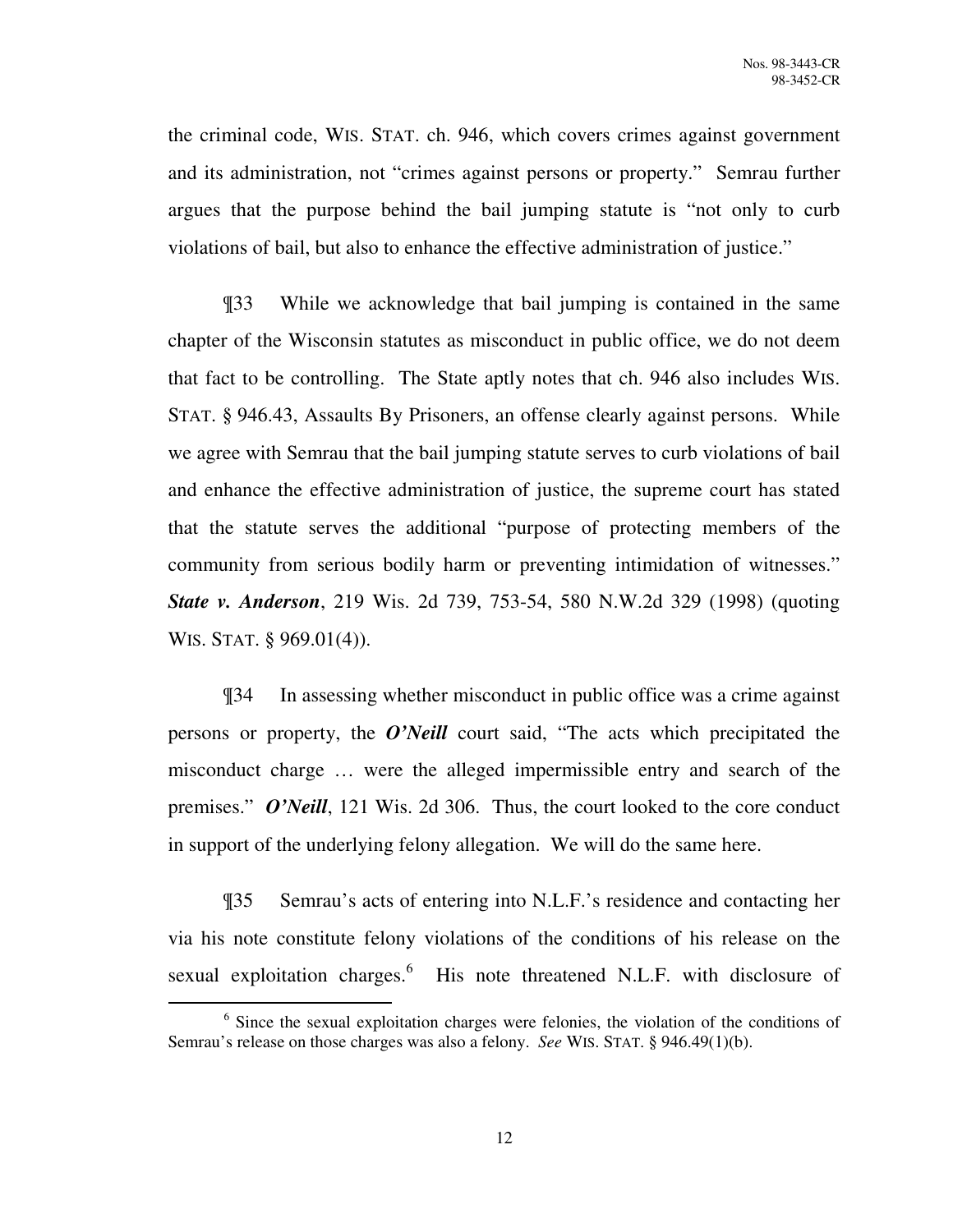the criminal code, WIS. STAT. ch. 946, which covers crimes against government and its administration, not "crimes against persons or property." Semrau further argues that the purpose behind the bail jumping statute is "not only to curb violations of bail, but also to enhance the effective administration of justice."

¶33 While we acknowledge that bail jumping is contained in the same chapter of the Wisconsin statutes as misconduct in public office, we do not deem that fact to be controlling. The State aptly notes that ch. 946 also includes WIS. STAT. § 946.43, Assaults By Prisoners, an offense clearly against persons. While we agree with Semrau that the bail jumping statute serves to curb violations of bail and enhance the effective administration of justice, the supreme court has stated that the statute serves the additional "purpose of protecting members of the community from serious bodily harm or preventing intimidation of witnesses." ***State v. Anderson***, 219 Wis. 2d 739, 753-54, 580 N.W.2d 329 (1998) (quoting WIS. STAT. § 969.01(4)).

¶34 In assessing whether misconduct in public office was a crime against persons or property, the ***O'Neill*** court said, "The acts which precipitated the misconduct charge … were the alleged impermissible entry and search of the premises." ***O'Neill***, 121 Wis. 2d 306. Thus, the court looked to the core conduct in support of the underlying felony allegation. We will do the same here.

¶35 Semrau's acts of entering into N.L.F.'s residence and contacting her via his note constitute felony violations of the conditions of his release on the sexual exploitation charges.[6] His note threatened N.L.F. with disclosure of

---

[6] Since the sexual exploitation charges were felonies, the violation of the conditions of Semrau's release on those charges was also a felony. *See* WIS. STAT. § 946.49(1)(b).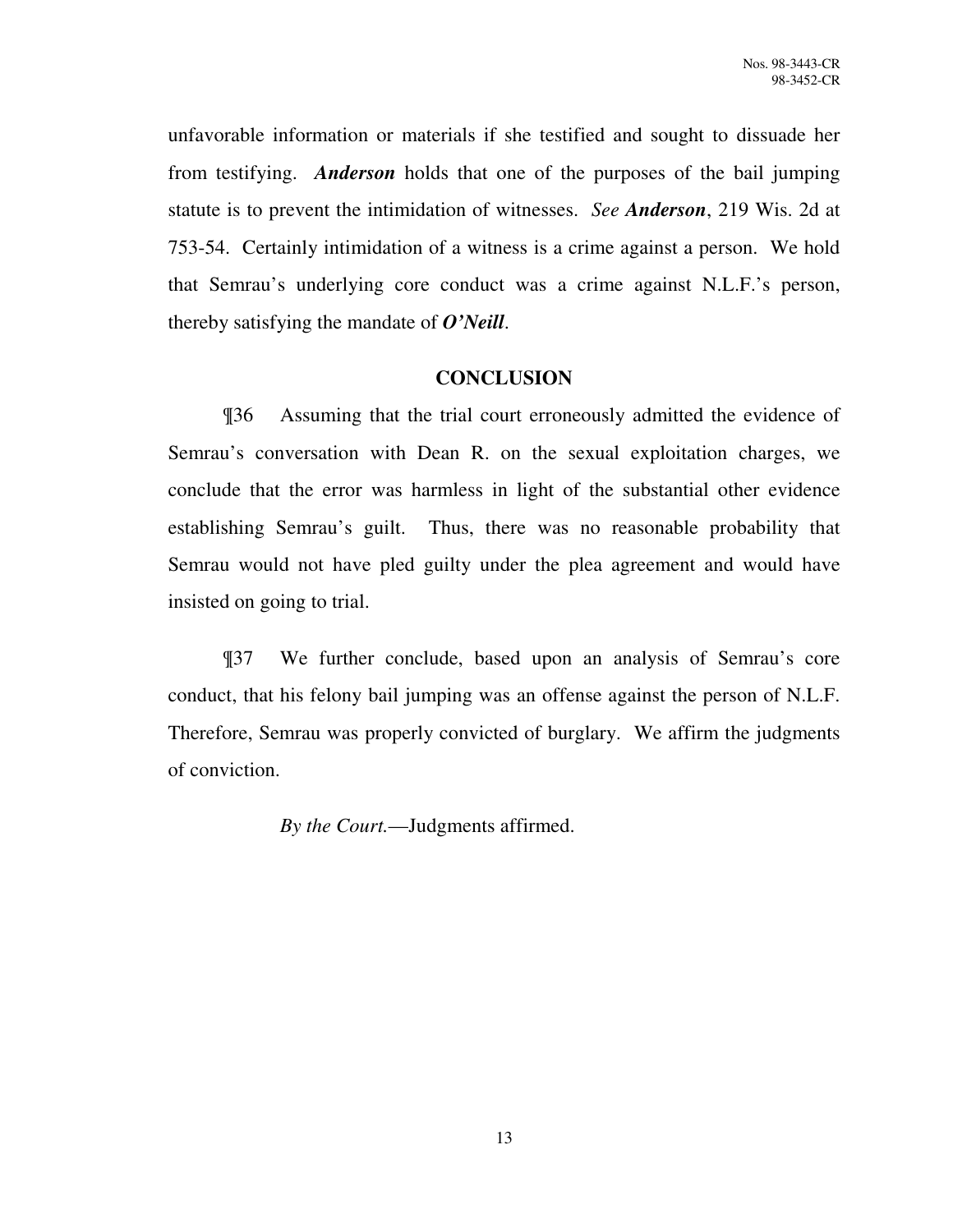unfavorable information or materials if she testified and sought to dissuade her from testifying. ***Anderson*** holds that one of the purposes of the bail jumping statute is to prevent the intimidation of witnesses. *See* ***Anderson***, 219 Wis. 2d at 753-54. Certainly intimidation of a witness is a crime against a person. We hold that Semrau's underlying core conduct was a crime against N.L.F.'s person, thereby satisfying the mandate of ***O'Neill***.

## CONCLUSION

¶36 Assuming that the trial court erroneously admitted the evidence of Semrau's conversation with Dean R. on the sexual exploitation charges, we conclude that the error was harmless in light of the substantial other evidence establishing Semrau's guilt. Thus, there was no reasonable probability that Semrau would not have pled guilty under the plea agreement and would have insisted on going to trial.

¶37 We further conclude, based upon an analysis of Semrau's core conduct, that his felony bail jumping was an offense against the person of N.L.F. Therefore, Semrau was properly convicted of burglary. We affirm the judgments of conviction.

*By the Court.*—Judgments affirmed.